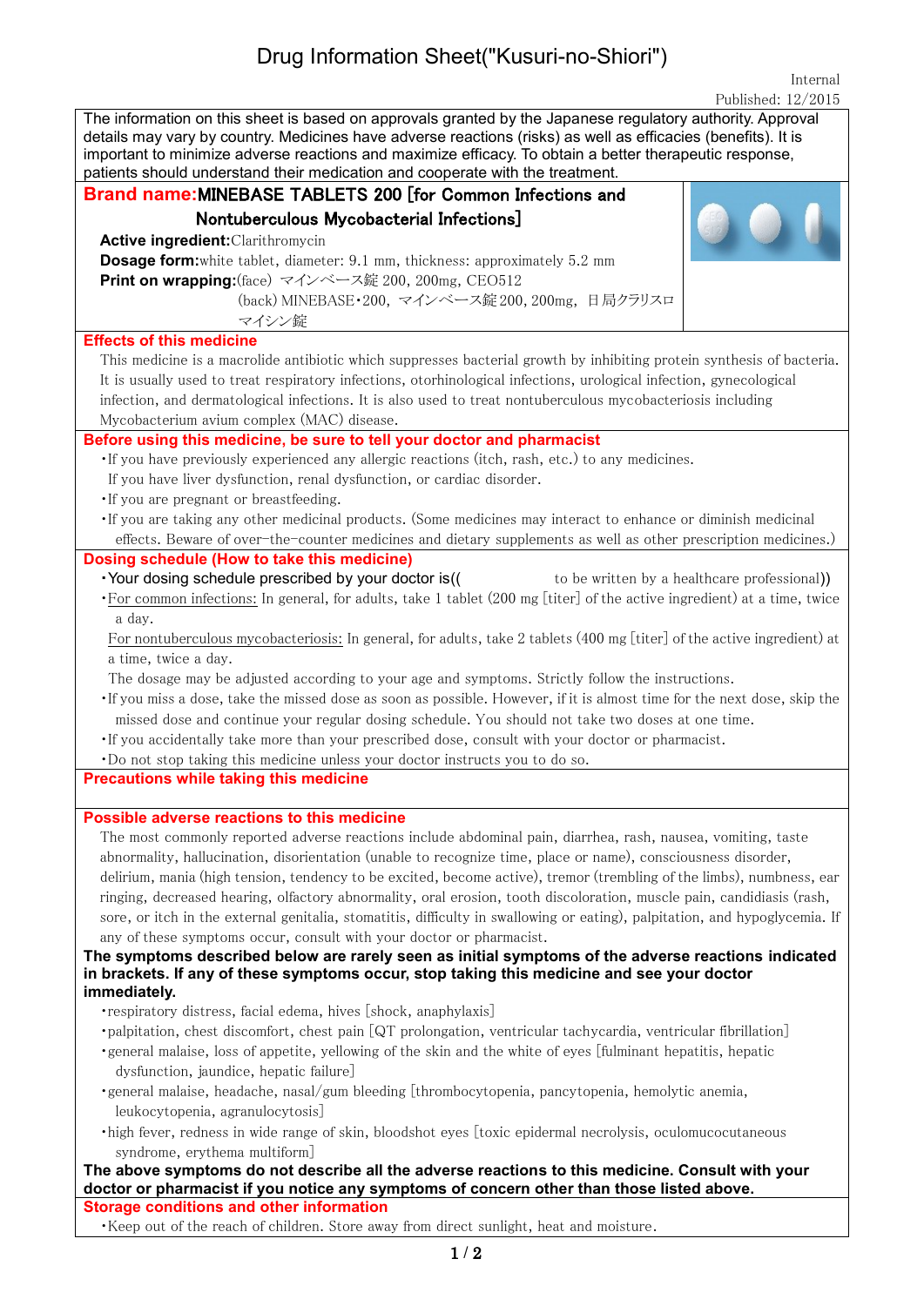# Drug Information Sheet("Kusuri-no-Shiori")

Internal

Published: 12/2015

The information on this sheet is based on approvals granted by the Japanese regulatory authority. Approval details may vary by country. Medicines have adverse reactions (risks) as well as efficacies (benefits). It is important to minimize adverse reactions and maximize efficacy. To obtain a better therapeutic response, patients should understand their medication and cooperate with the treatment.

## Brand name:MINEBASE TABLETS 200 [for Common Infections and Nontuberculous Mycobacterial Infections]

**Active ingredient:**Clarithromycin

**Dosage form:**white tablet, diameter: 9.1 mm, thickness: approximately 5.2 mm

**Print on wrapping:**(face) マインベース錠 200, 200mg, CEO512

(back) MINEBASE・200, マインベース錠200, 200mg, 日局クラリスロマイシン錠

## Effects of this medicine

This medicine is a macrolide antibiotic which suppresses bacterial growth by inhibiting protein synthesis of bacteria. It is usually used to treat respiratory infections, otorhinological infections, urological infection, gynecological infection, and dermatological infections. It is also used to treat nontuberculous mycobacteriosis including Mycobacterium avium complex (MAC) disease.

## Before using this medicine, be sure to tell your doctor and pharmacist

- If you have previously experienced any allergic reactions (itch, rash, etc.) to any medicines.
  If you have liver dysfunction, renal dysfunction, or cardiac disorder.
- If you are pregnant or breastfeeding.
- If you are taking any other medicinal products. (Some medicines may interact to enhance or diminish medicinal effects. Beware of over-the-counter medicines and dietary supplements as well as other prescription medicines.)

## Dosing schedule (How to take this medicine)

- Your dosing schedule prescribed by your doctor is(( to be written by a healthcare professional))
- For common infections: In general, for adults, take 1 tablet (200 mg [titer] of the active ingredient) at a time, twice a day.
  For nontuberculous mycobacteriosis: In general, for adults, take 2 tablets (400 mg [titer] of the active ingredient) at a time, twice a day.
  The dosage may be adjusted according to your age and symptoms. Strictly follow the instructions.
- If you miss a dose, take the missed dose as soon as possible. However, if it is almost time for the next dose, skip the missed dose and continue your regular dosing schedule. You should not take two doses at one time.
- If you accidentally take more than your prescribed dose, consult with your doctor or pharmacist.
- Do not stop taking this medicine unless your doctor instructs you to do so.

## Precautions while taking this medicine

## Possible adverse reactions to this medicine

The most commonly reported adverse reactions include abdominal pain, diarrhea, rash, nausea, vomiting, taste abnormality, hallucination, disorientation (unable to recognize time, place or name), consciousness disorder, delirium, mania (high tension, tendency to be excited, become active), tremor (trembling of the limbs), numbness, ear ringing, decreased hearing, olfactory abnormality, oral erosion, tooth discoloration, muscle pain, candidiasis (rash, sore, or itch in the external genitalia, stomatitis, difficulty in swallowing or eating), palpitation, and hypoglycemia. If any of these symptoms occur, consult with your doctor or pharmacist.

**The symptoms described below are rarely seen as initial symptoms of the adverse reactions indicated in brackets. If any of these symptoms occur, stop taking this medicine and see your doctor immediately.**

- respiratory distress, facial edema, hives [shock, anaphylaxis]
- palpitation, chest discomfort, chest pain [QT prolongation, ventricular tachycardia, ventricular fibrillation]
- general malaise, loss of appetite, yellowing of the skin and the white of eyes [fulminant hepatitis, hepatic dysfunction, jaundice, hepatic failure]
- general malaise, headache, nasal/gum bleeding [thrombocytopenia, pancytopenia, hemolytic anemia, leukocytopenia, agranulocytosis]
- high fever, redness in wide range of skin, bloodshot eyes [toxic epidermal necrolysis, oculomucocutaneous syndrome, erythema multiform]

**The above symptoms do not describe all the adverse reactions to this medicine. Consult with your doctor or pharmacist if you notice any symptoms of concern other than those listed above.**

## Storage conditions and other information

- Keep out of the reach of children. Store away from direct sunlight, heat and moisture.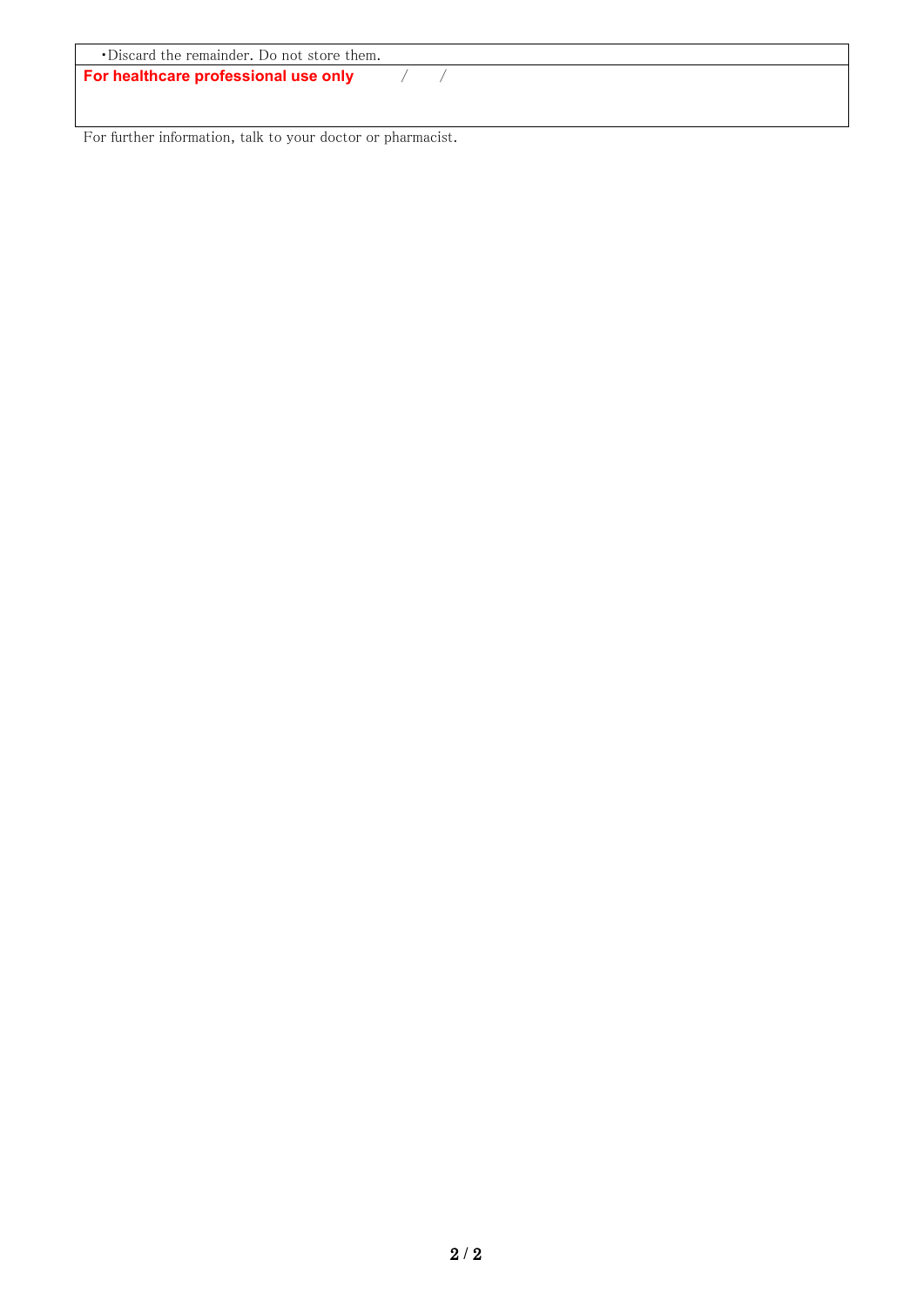| |
|---|
| ・Discard the remainder. Do not store them. |
| **For healthcare professional use only** / / |

For further information, talk to your doctor or pharmacist.